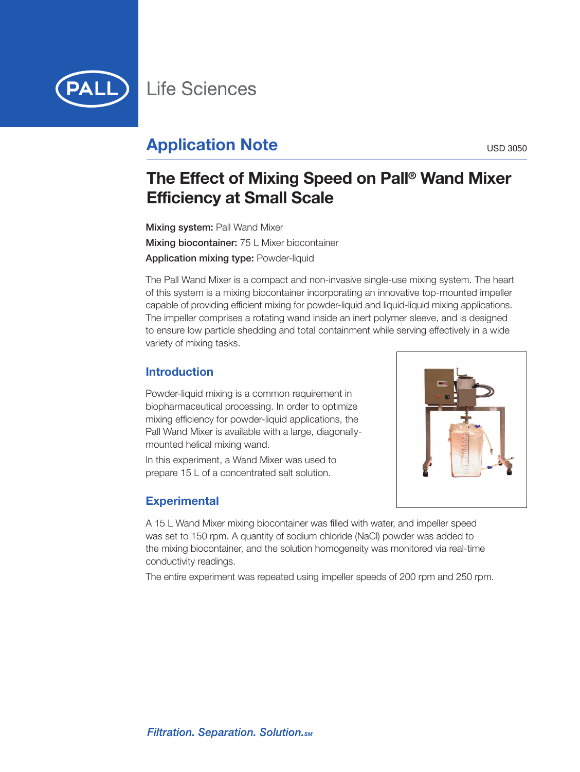PALL Life Sciences

## Application Note

USD 3050

# The Effect of Mixing Speed on Pall® Wand Mixer Efficiency at Small Scale

**Mixing system:** Pall Wand Mixer

**Mixing biocontainer:** 75 L Mixer biocontainer

**Application mixing type:** Powder-liquid

The Pall Wand Mixer is a compact and non-invasive single-use mixing system. The heart of this system is a mixing biocontainer incorporating an innovative top-mounted impeller capable of providing efficient mixing for powder-liquid and liquid-liquid mixing applications. The impeller comprises a rotating wand inside an inert polymer sleeve, and is designed to ensure low particle shedding and total containment while serving effectively in a wide variety of mixing tasks.

## Introduction

Powder-liquid mixing is a common requirement in biopharmaceutical processing. In order to optimize mixing efficiency for powder-liquid applications, the Pall Wand Mixer is available with a large, diagonally-mounted helical mixing wand.

In this experiment, a Wand Mixer was used to prepare 15 L of a concentrated salt solution.

## Experimental

A 15 L Wand Mixer mixing biocontainer was filled with water, and impeller speed was set to 150 rpm. A quantity of sodium chloride (NaCl) powder was added to the mixing biocontainer, and the solution homogeneity was monitored via real-time conductivity readings.

The entire experiment was repeated using impeller speeds of 200 rpm and 250 rpm.

*Filtration. Separation. Solution.*SM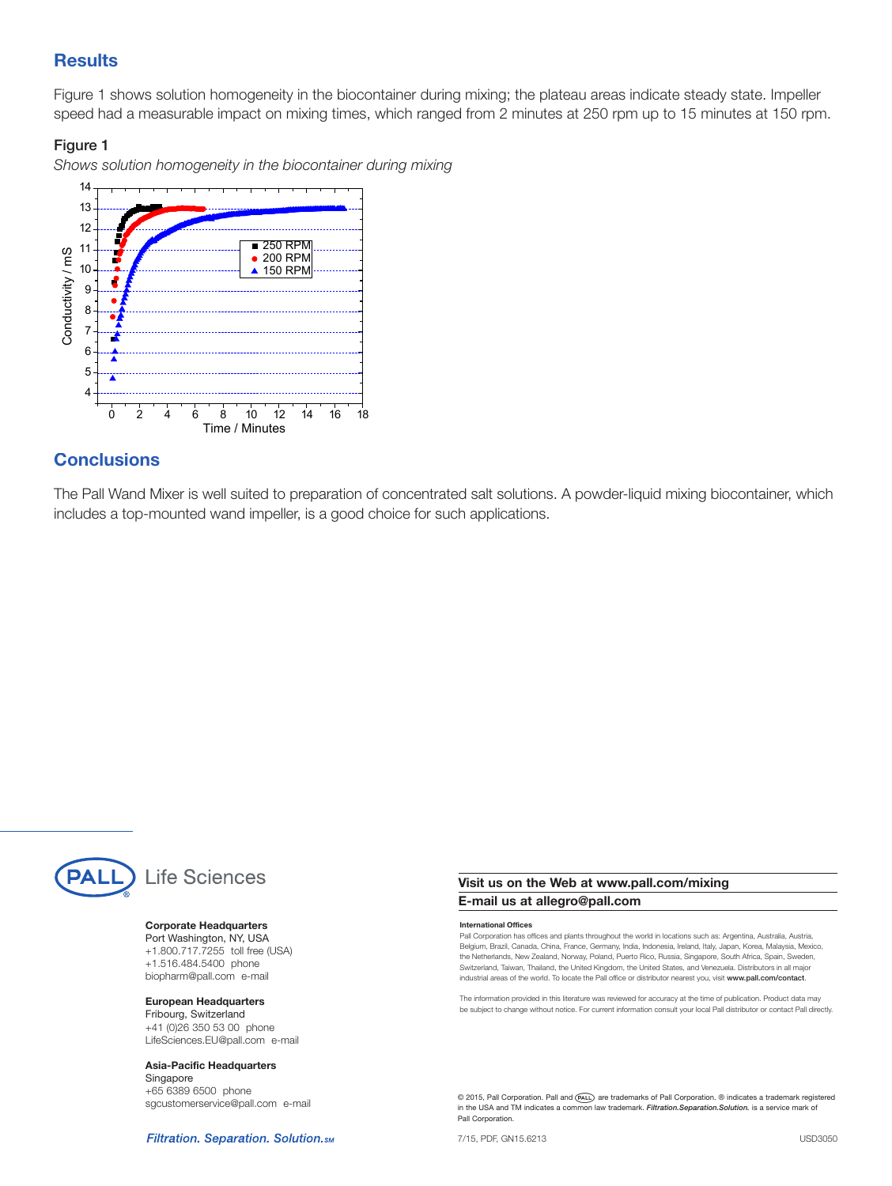## Results

Figure 1 shows solution homogeneity in the biocontainer during mixing; the plateau areas indicate steady state. Impeller speed had a measurable impact on mixing times, which ranged from 2 minutes at 250 rpm up to 15 minutes at 150 rpm.

### Figure 1

*Shows solution homogeneity in the biocontainer during mixing*

Conductivity / mS
14
13
12
11
10
9
8
7
6
5
4
0 2 4 6 8 10 12 14 16 18
Time / Minutes
250 RPM
200 RPM
150 RPM

## Conclusions

The Pall Wand Mixer is well suited to preparation of concentrated salt solutions. A powder-liquid mixing biocontainer, which includes a top-mounted wand impeller, is a good choice for such applications.

PALL Life Sciences

**Corporate Headquarters**
Port Washington, NY, USA
+1.800.717.7255 toll free (USA)
+1.516.484.5400 phone
biopharm@pall.com e-mail

**European Headquarters**
Fribourg, Switzerland
+41 (0)26 350 53 00 phone
LifeSciences.EU@pall.com e-mail

**Asia-Pacific Headquarters**
Singapore
+65 6389 6500 phone
sgcustomerservice@pall.com e-mail

***Filtration. Separation. Solution.*** SM

**Visit us on the Web at www.pall.com/mixing**
**E-mail us at allegro@pall.com**

**International Offices**
Pall Corporation has offices and plants throughout the world in locations such as: Argentina, Australia, Austria, Belgium, Brazil, Canada, China, France, Germany, India, Indonesia, Ireland, Italy, Japan, Korea, Malaysia, Mexico, the Netherlands, New Zealand, Norway, Poland, Puerto Rico, Russia, Singapore, South Africa, Spain, Sweden, Switzerland, Taiwan, Thailand, the United Kingdom, the United States, and Venezuela. Distributors in all major industrial areas of the world. To locate the Pall office or distributor nearest you, visit **www.pall.com/contact**.

The information provided in this literature was reviewed for accuracy at the time of publication. Product data may be subject to change without notice. For current information consult your local Pall distributor or contact Pall directly.

© 2015, Pall Corporation. Pall and (PALL) are trademarks of Pall Corporation. ® indicates a trademark registered in the USA and TM indicates a common law trademark. ***Filtration.Separation.Solution.*** is a service mark of Pall Corporation.

7/15, PDF, GN15.6213

USD3050